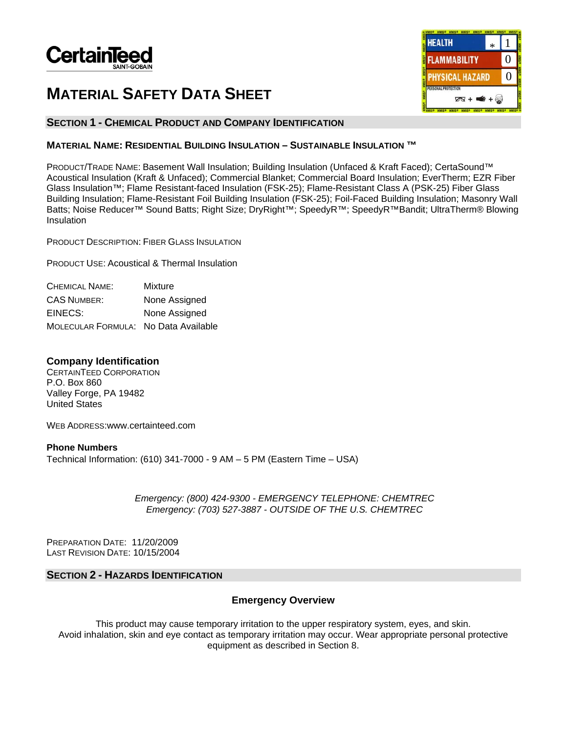CertainTeed
SAINT-GOBAIN

| HEALTH | * | 1 |
| --- | --- | --- |
| FLAMMABILITY | | 0 |
| PHYSICAL HAZARD | | 0 |
| PERSONAL PROTECTION | | |

# MATERIAL SAFETY DATA SHEET

## SECTION 1 - CHEMICAL PRODUCT AND COMPANY IDENTIFICATION

### MATERIAL NAME: RESIDENTIAL BUILDING INSULATION – SUSTAINABLE INSULATION ™

PRODUCT/TRADE NAME: Basement Wall Insulation; Building Insulation (Unfaced & Kraft Faced); CertaSound™ Acoustical Insulation (Kraft & Unfaced); Commercial Blanket; Commercial Board Insulation; EverTherm; EZR Fiber Glass Insulation™; Flame Resistant-faced Insulation (FSK-25); Flame-Resistant Class A (PSK-25) Fiber Glass Building Insulation; Flame-Resistant Foil Building Insulation (FSK-25); Foil-Faced Building Insulation; Masonry Wall Batts; Noise Reducer™ Sound Batts; Right Size; DryRight™; SpeedyR™; SpeedyR™Bandit; UltraTherm® Blowing Insulation

PRODUCT DESCRIPTION: FIBER GLASS INSULATION

PRODUCT USE: Acoustical & Thermal Insulation

| | |
| --- | --- |
| CHEMICAL NAME: | Mixture |
| CAS NUMBER: | None Assigned |
| EINECS: | None Assigned |
| MOLECULAR FORMULA: | No Data Available |

**Company Identification**
CERTAINTEED CORPORATION
P.O. Box 860
Valley Forge, PA 19482
United States

WEB ADDRESS:www.certainteed.com

**Phone Numbers**
Technical Information: (610) 341-7000 - 9 AM – 5 PM (Eastern Time – USA)

*Emergency: (800) 424-9300 - EMERGENCY TELEPHONE: CHEMTREC*
*Emergency: (703) 527-3887 - OUTSIDE OF THE U.S. CHEMTREC*

PREPARATION DATE: 11/20/2009
LAST REVISION DATE: 10/15/2004

## SECTION 2 - HAZARDS IDENTIFICATION

### Emergency Overview

This product may cause temporary irritation to the upper respiratory system, eyes, and skin. Avoid inhalation, skin and eye contact as temporary irritation may occur. Wear appropriate personal protective equipment as described in Section 8.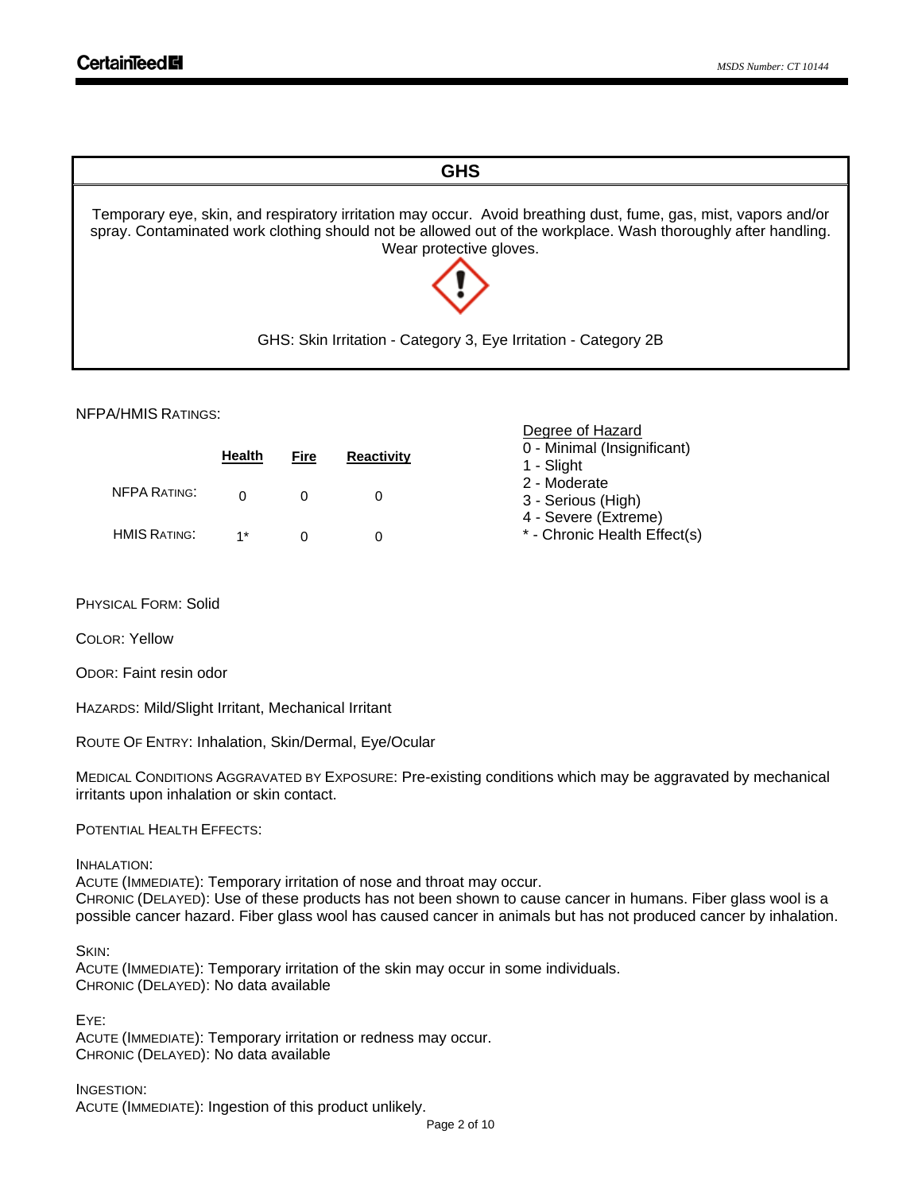## GHS

Temporary eye, skin, and respiratory irritation may occur. Avoid breathing dust, fume, gas, mist, vapors and/or spray. Contaminated work clothing should not be allowed out of the workplace. Wash thoroughly after handling. Wear protective gloves.

GHS: Skin Irritation - Category 3, Eye Irritation - Category 2B

NFPA/HMIS RATINGS:

| | Health | Fire | Reactivity |
|---|---|---|---|
| NFPA RATING: | 0 | 0 | 0 |
| HMIS RATING: | 1* | 0 | 0 |

Degree of Hazard
0 - Minimal (Insignificant)
1 - Slight
2 - Moderate
3 - Serious (High)
4 - Severe (Extreme)
* - Chronic Health Effect(s)

PHYSICAL FORM: Solid

COLOR: Yellow

ODOR: Faint resin odor

HAZARDS: Mild/Slight Irritant, Mechanical Irritant

ROUTE OF ENTRY: Inhalation, Skin/Dermal, Eye/Ocular

MEDICAL CONDITIONS AGGRAVATED BY EXPOSURE: Pre-existing conditions which may be aggravated by mechanical irritants upon inhalation or skin contact.

POTENTIAL HEALTH EFFECTS:

INHALATION:
ACUTE (IMMEDIATE): Temporary irritation of nose and throat may occur.
CHRONIC (DELAYED): Use of these products has not been shown to cause cancer in humans. Fiber glass wool is a possible cancer hazard. Fiber glass wool has caused cancer in animals but has not produced cancer by inhalation.

SKIN:
ACUTE (IMMEDIATE): Temporary irritation of the skin may occur in some individuals.
CHRONIC (DELAYED): No data available

EYE:
ACUTE (IMMEDIATE): Temporary irritation or redness may occur.
CHRONIC (DELAYED): No data available

INGESTION:
ACUTE (IMMEDIATE): Ingestion of this product unlikely.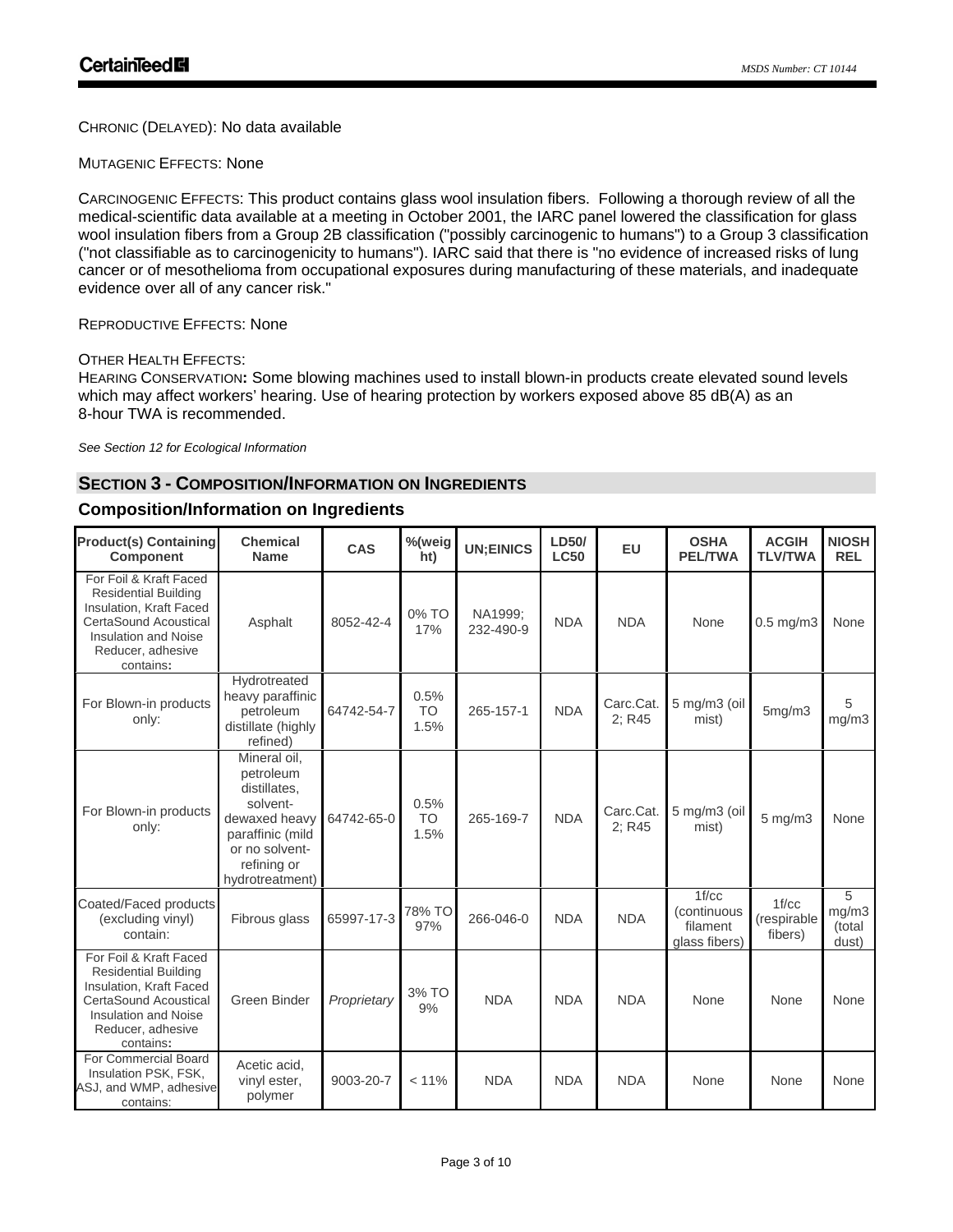CHRONIC (DELAYED): No data available

MUTAGENIC EFFECTS: None

CARCINOGENIC EFFECTS: This product contains glass wool insulation fibers. Following a thorough review of all the medical-scientific data available at a meeting in October 2001, the IARC panel lowered the classification for glass wool insulation fibers from a Group 2B classification ("possibly carcinogenic to humans") to a Group 3 classification ("not classifiable as to carcinogenicity to humans"). IARC said that there is "no evidence of increased risks of lung cancer or of mesothelioma from occupational exposures during manufacturing of these materials, and inadequate evidence over all of any cancer risk."

REPRODUCTIVE EFFECTS: None

OTHER HEALTH EFFECTS:
HEARING CONSERVATION**:** Some blowing machines used to install blown-in products create elevated sound levels which may affect workers' hearing. Use of hearing protection by workers exposed above 85 dB(A) as an 8-hour TWA is recommended.

*See Section 12 for Ecological Information*

## SECTION 3 - COMPOSITION/INFORMATION ON INGREDIENTS

### Composition/Information on Ingredients

| Product(s) Containing Component | Chemical Name | CAS | %(weight) | UN;EINICS | LD50/ LC50 | EU | OSHA PEL/TWA | ACGIH TLV/TWA | NIOSH REL |
|---|---|---|---|---|---|---|---|---|---|
| For Foil & Kraft Faced Residential Building Insulation, Kraft Faced CertaSound Acoustical Insulation and Noise Reducer, adhesive contains**:** | Asphalt | 8052-42-4 | 0% TO 17% | NA1999; 232-490-9 | NDA | NDA | None | 0.5 mg/m3 | None |
| For Blown-in products only: | Hydrotreated heavy paraffinic petroleum distillate (highly refined) | 64742-54-7 | 0.5% TO 1.5% | 265-157-1 | NDA | Carc.Cat. 2; R45 | 5 mg/m3 (oil mist) | 5mg/m3 | 5 mg/m3 |
| For Blown-in products only: | Mineral oil, petroleum distillates, solvent-dewaxed heavy paraffinic (mild or no solvent-refining or hydrotreatment) | 64742-65-0 | 0.5% TO 1.5% | 265-169-7 | NDA | Carc.Cat. 2; R45 | 5 mg/m3 (oil mist) | 5 mg/m3 | None |
| Coated/Faced products (excluding vinyl) contain: | Fibrous glass | 65997-17-3 | 78% TO 97% | 266-046-0 | NDA | NDA | 1f/cc (continuous filament glass fibers) | 1f/cc (respirable fibers) | 5 mg/m3 (total dust) |
| For Foil & Kraft Faced Residential Building Insulation, Kraft Faced CertaSound Acoustical Insulation and Noise Reducer, adhesive contains**:** | Green Binder | *Proprietary* | 3% TO 9% | NDA | NDA | NDA | None | None | None |
| For Commercial Board Insulation PSK, FSK, ASJ, and WMP, adhesive contains: | Acetic acid, vinyl ester, polymer | 9003-20-7 | < 11% | NDA | NDA | NDA | None | None | None |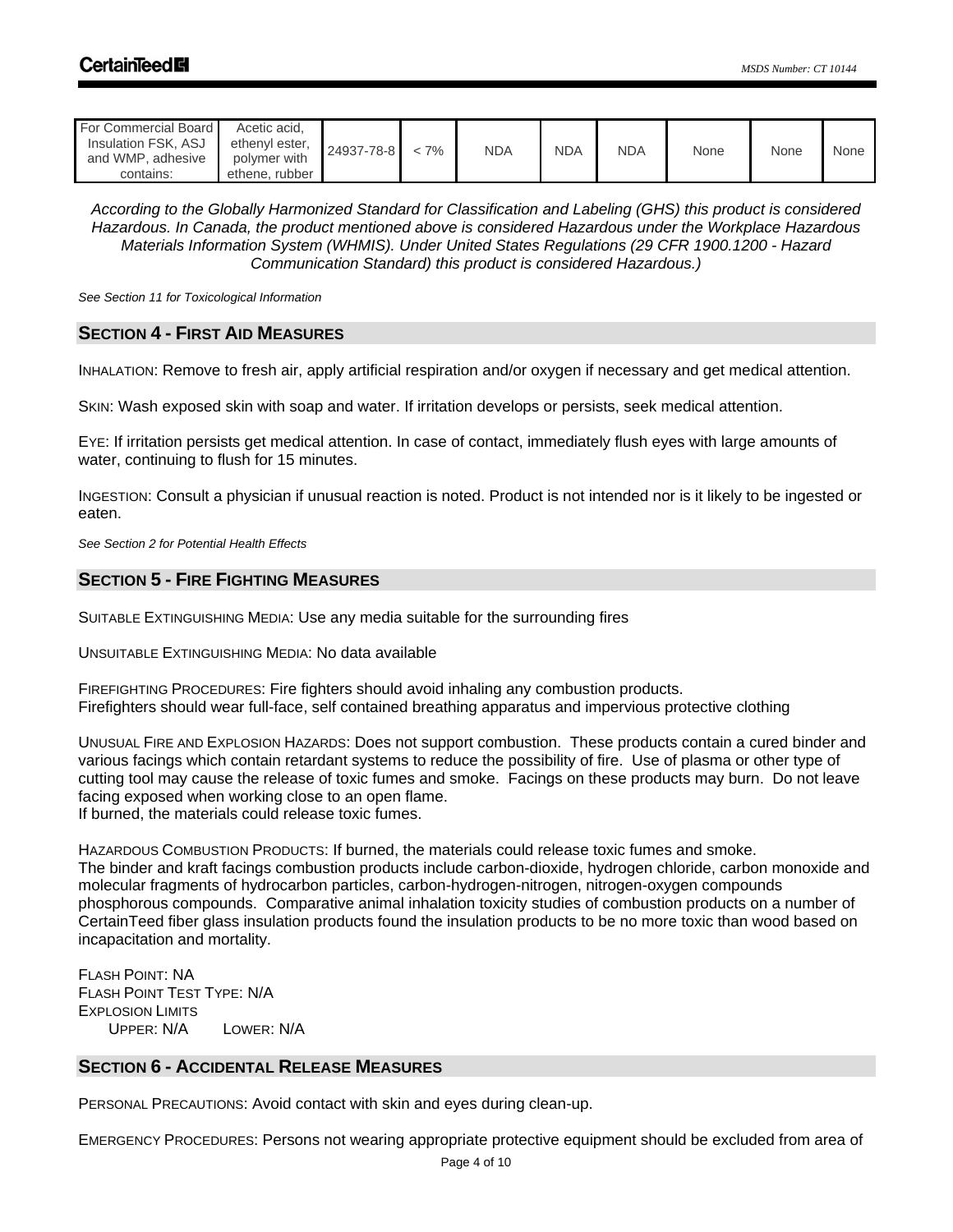| For Commercial Board Insulation FSK, ASJ and WMP, adhesive contains: | Acetic acid, ethenyl ester, polymer with ethene, rubber | 24937-78-8 | < 7% | NDA | NDA | NDA | None | None | None |
|---|---|---|---|---|---|---|---|---|---|

*According to the Globally Harmonized Standard for Classification and Labeling (GHS) this product is considered Hazardous. In Canada, the product mentioned above is considered Hazardous under the Workplace Hazardous Materials Information System (WHMIS). Under United States Regulations (29 CFR 1900.1200 - Hazard Communication Standard) this product is considered Hazardous.)*

*See Section 11 for Toxicological Information*

## SECTION 4 - FIRST AID MEASURES

INHALATION: Remove to fresh air, apply artificial respiration and/or oxygen if necessary and get medical attention.

SKIN: Wash exposed skin with soap and water. If irritation develops or persists, seek medical attention.

EYE: If irritation persists get medical attention. In case of contact, immediately flush eyes with large amounts of water, continuing to flush for 15 minutes.

INGESTION: Consult a physician if unusual reaction is noted. Product is not intended nor is it likely to be ingested or eaten.

*See Section 2 for Potential Health Effects*

## SECTION 5 - FIRE FIGHTING MEASURES

SUITABLE EXTINGUISHING MEDIA: Use any media suitable for the surrounding fires

UNSUITABLE EXTINGUISHING MEDIA: No data available

FIREFIGHTING PROCEDURES: Fire fighters should avoid inhaling any combustion products.
Firefighters should wear full-face, self contained breathing apparatus and impervious protective clothing

UNUSUAL FIRE AND EXPLOSION HAZARDS: Does not support combustion. These products contain a cured binder and various facings which contain retardant systems to reduce the possibility of fire. Use of plasma or other type of cutting tool may cause the release of toxic fumes and smoke. Facings on these products may burn. Do not leave facing exposed when working close to an open flame.
If burned, the materials could release toxic fumes.

HAZARDOUS COMBUSTION PRODUCTS: If burned, the materials could release toxic fumes and smoke.
The binder and kraft facings combustion products include carbon-dioxide, hydrogen chloride, carbon monoxide and molecular fragments of hydrocarbon particles, carbon-hydrogen-nitrogen, nitrogen-oxygen compounds phosphorous compounds. Comparative animal inhalation toxicity studies of combustion products on a number of CertainTeed fiber glass insulation products found the insulation products to be no more toxic than wood based on incapacitation and mortality.

FLASH POINT: NA
FLASH POINT TEST TYPE: N/A
EXPLOSION LIMITS
UPPER: N/A LOWER: N/A

## SECTION 6 - ACCIDENTAL RELEASE MEASURES

PERSONAL PRECAUTIONS: Avoid contact with skin and eyes during clean-up.

EMERGENCY PROCEDURES: Persons not wearing appropriate protective equipment should be excluded from area of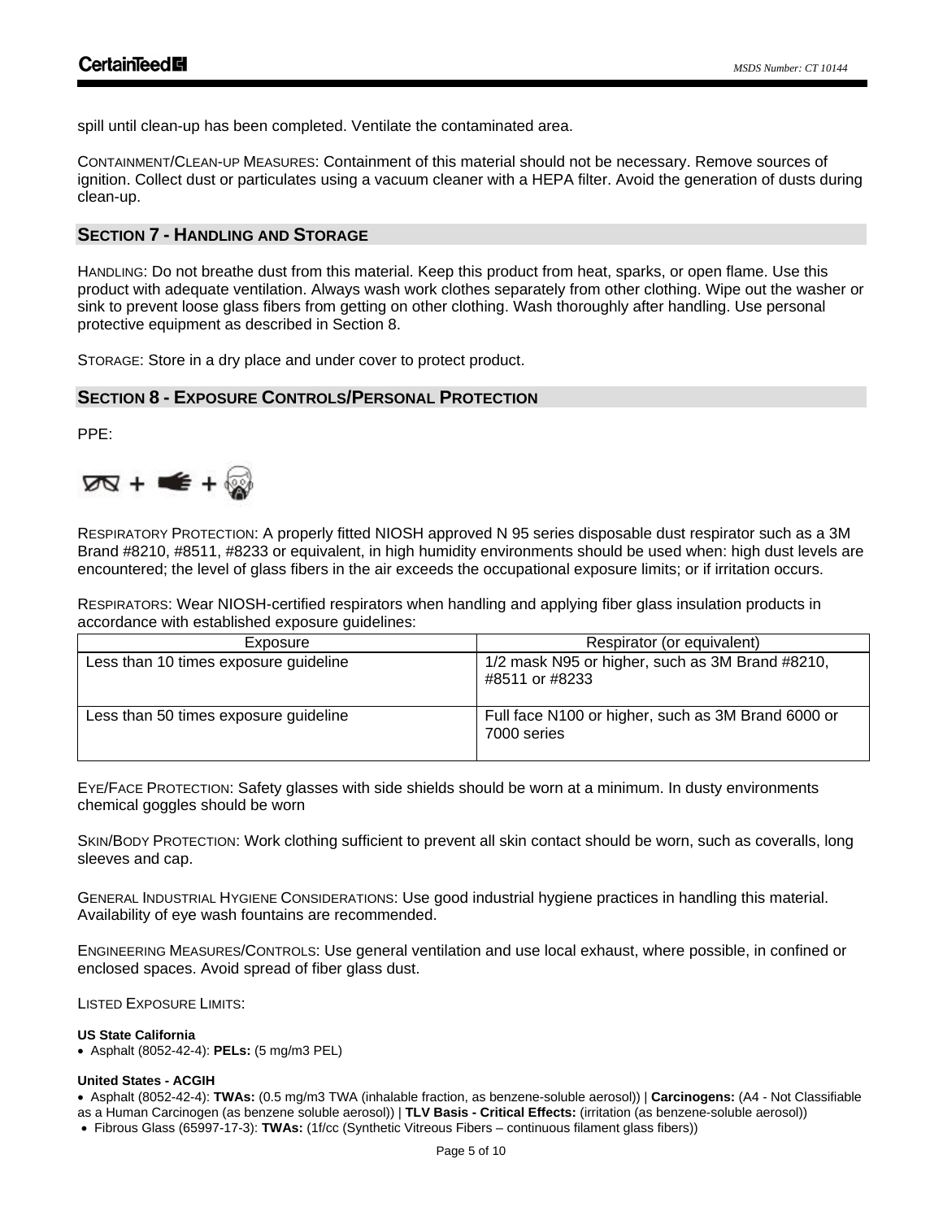spill until clean-up has been completed. Ventilate the contaminated area.

CONTAINMENT/CLEAN-UP MEASURES: Containment of this material should not be necessary. Remove sources of ignition. Collect dust or particulates using a vacuum cleaner with a HEPA filter. Avoid the generation of dusts during clean-up.

## SECTION 7 - HANDLING AND STORAGE

HANDLING: Do not breathe dust from this material. Keep this product from heat, sparks, or open flame. Use this product with adequate ventilation. Always wash work clothes separately from other clothing. Wipe out the washer or sink to prevent loose glass fibers from getting on other clothing. Wash thoroughly after handling. Use personal protective equipment as described in Section 8.

STORAGE: Store in a dry place and under cover to protect product.

## SECTION 8 - EXPOSURE CONTROLS/PERSONAL PROTECTION

PPE:

RESPIRATORY PROTECTION: A properly fitted NIOSH approved N 95 series disposable dust respirator such as a 3M Brand #8210, #8511, #8233 or equivalent, in high humidity environments should be used when: high dust levels are encountered; the level of glass fibers in the air exceeds the occupational exposure limits; or if irritation occurs.

RESPIRATORS: Wear NIOSH-certified respirators when handling and applying fiber glass insulation products in accordance with established exposure guidelines:

| Exposure | Respirator (or equivalent) |
|---|---|
| Less than 10 times exposure guideline | 1/2 mask N95 or higher, such as 3M Brand #8210, #8511 or #8233 |
| Less than 50 times exposure guideline | Full face N100 or higher, such as 3M Brand 6000 or 7000 series |

EYE/FACE PROTECTION: Safety glasses with side shields should be worn at a minimum. In dusty environments chemical goggles should be worn

SKIN/BODY PROTECTION: Work clothing sufficient to prevent all skin contact should be worn, such as coveralls, long sleeves and cap.

GENERAL INDUSTRIAL HYGIENE CONSIDERATIONS: Use good industrial hygiene practices in handling this material. Availability of eye wash fountains are recommended.

ENGINEERING MEASURES/CONTROLS: Use general ventilation and use local exhaust, where possible, in confined or enclosed spaces. Avoid spread of fiber glass dust.

LISTED EXPOSURE LIMITS:

**US State California**

- Asphalt (8052-42-4): **PELs:** (5 mg/m3 PEL)

**United States - ACGIH**

- Asphalt (8052-42-4): **TWAs:** (0.5 mg/m3 TWA (inhalable fraction, as benzene-soluble aerosol)) | **Carcinogens:** (A4 - Not Classifiable as a Human Carcinogen (as benzene soluble aerosol)) | **TLV Basis - Critical Effects:** (irritation (as benzene-soluble aerosol))
- Fibrous Glass (65997-17-3): **TWAs:** (1f/cc (Synthetic Vitreous Fibers – continuous filament glass fibers))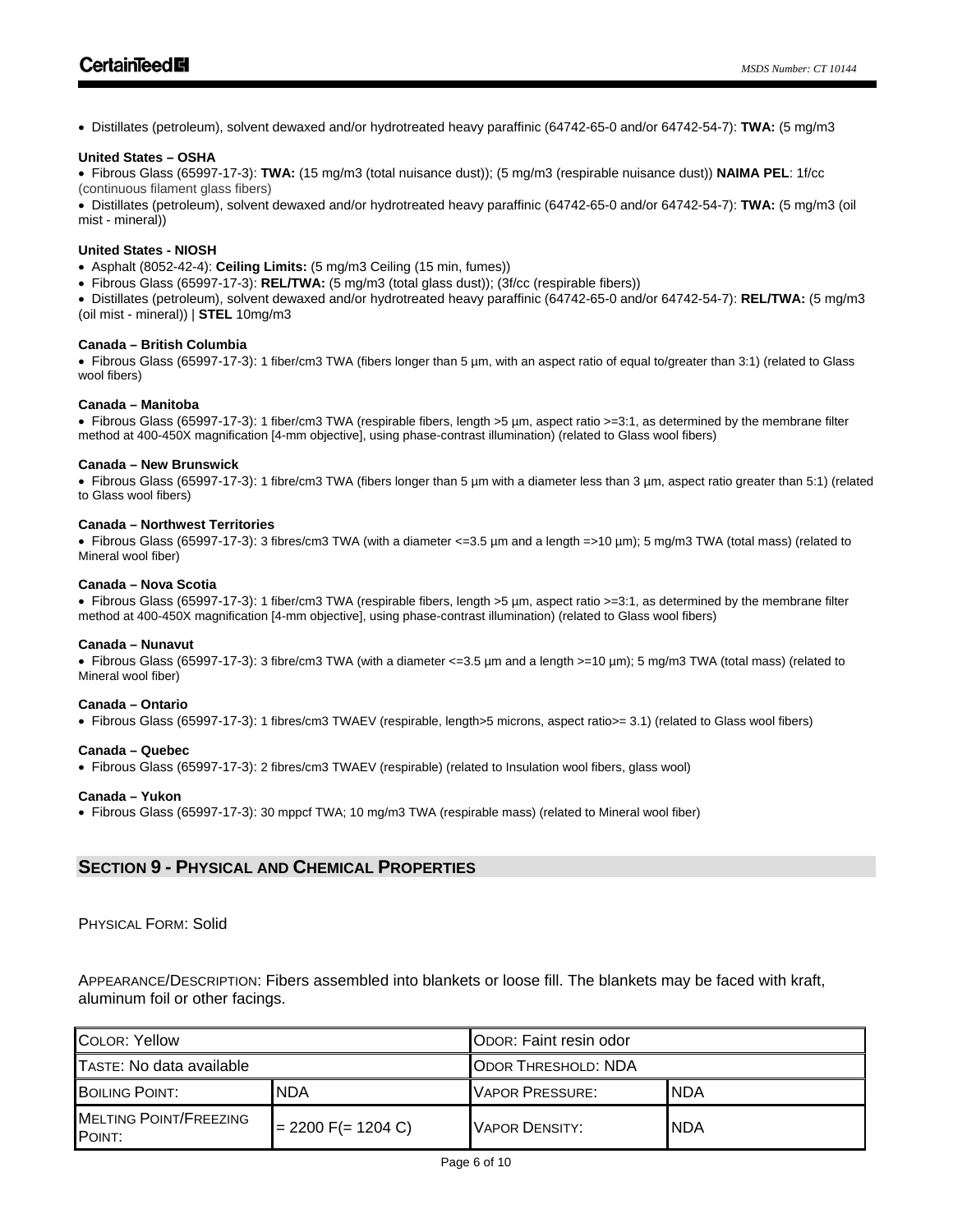- Distillates (petroleum), solvent dewaxed and/or hydrotreated heavy paraffinic (64742-65-0 and/or 64742-54-7): **TWA:** (5 mg/m3

**United States – OSHA**

- Fibrous Glass (65997-17-3): **TWA:** (15 mg/m3 (total nuisance dust)); (5 mg/m3 (respirable nuisance dust)) **NAIMA PEL**: 1f/cc (continuous filament glass fibers)
- Distillates (petroleum), solvent dewaxed and/or hydrotreated heavy paraffinic (64742-65-0 and/or 64742-54-7): **TWA:** (5 mg/m3 (oil mist - mineral))

**United States - NIOSH**

- Asphalt (8052-42-4): **Ceiling Limits:** (5 mg/m3 Ceiling (15 min, fumes))
- Fibrous Glass (65997-17-3): **REL/TWA:** (5 mg/m3 (total glass dust)); (3f/cc (respirable fibers))
- Distillates (petroleum), solvent dewaxed and/or hydrotreated heavy paraffinic (64742-65-0 and/or 64742-54-7): **REL/TWA:** (5 mg/m3 (oil mist - mineral)) | **STEL** 10mg/m3

**Canada – British Columbia**

- Fibrous Glass (65997-17-3): 1 fiber/cm3 TWA (fibers longer than 5 µm, with an aspect ratio of equal to/greater than 3:1) (related to Glass wool fibers)

**Canada – Manitoba**

- Fibrous Glass (65997-17-3): 1 fiber/cm3 TWA (respirable fibers, length >5 µm, aspect ratio >=3:1, as determined by the membrane filter method at 400-450X magnification [4-mm objective], using phase-contrast illumination) (related to Glass wool fibers)

**Canada – New Brunswick**

- Fibrous Glass (65997-17-3): 1 fibre/cm3 TWA (fibers longer than 5 µm with a diameter less than 3 µm, aspect ratio greater than 5:1) (related to Glass wool fibers)

**Canada – Northwest Territories**

- Fibrous Glass (65997-17-3): 3 fibres/cm3 TWA (with a diameter <=3.5 µm and a length =>10 µm); 5 mg/m3 TWA (total mass) (related to Mineral wool fiber)

**Canada – Nova Scotia**

- Fibrous Glass (65997-17-3): 1 fiber/cm3 TWA (respirable fibers, length >5 µm, aspect ratio >=3:1, as determined by the membrane filter method at 400-450X magnification [4-mm objective], using phase-contrast illumination) (related to Glass wool fibers)

**Canada – Nunavut**

- Fibrous Glass (65997-17-3): 3 fibre/cm3 TWA (with a diameter <=3.5 µm and a length >=10 µm); 5 mg/m3 TWA (total mass) (related to Mineral wool fiber)

**Canada – Ontario**

- Fibrous Glass (65997-17-3): 1 fibres/cm3 TWAEV (respirable, length>5 microns, aspect ratio>= 3.1) (related to Glass wool fibers)

**Canada – Quebec**

- Fibrous Glass (65997-17-3): 2 fibres/cm3 TWAEV (respirable) (related to Insulation wool fibers, glass wool)

**Canada – Yukon**

- Fibrous Glass (65997-17-3): 30 mppcf TWA; 10 mg/m3 TWA (respirable mass) (related to Mineral wool fiber)

## SECTION 9 - PHYSICAL AND CHEMICAL PROPERTIES

PHYSICAL FORM: Solid

APPEARANCE/DESCRIPTION: Fibers assembled into blankets or loose fill. The blankets may be faced with kraft, aluminum foil or other facings.

| COLOR: Yellow | | ODOR: Faint resin odor | |
|---|---|---|---|
| TASTE: No data available | | ODOR THRESHOLD: NDA | |
| BOILING POINT: | NDA | VAPOR PRESSURE: | NDA |
| MELTING POINT/FREEZING POINT: | = 2200 F(= 1204 C) | VAPOR DENSITY: | NDA |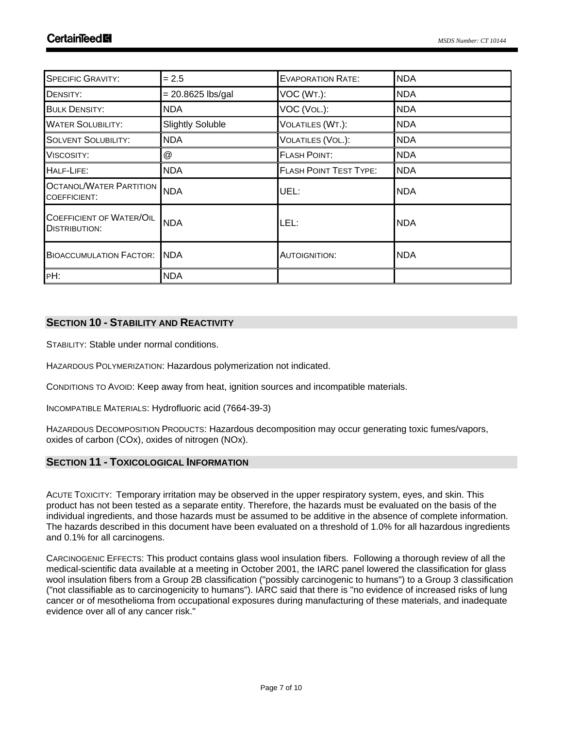| SPECIFIC GRAVITY: | = 2.5 | EVAPORATION RATE: | NDA |
|---|---|---|---|
| DENSITY: | = 20.8625 lbs/gal | VOC (WT.): | NDA |
| BULK DENSITY: | NDA | VOC (VOL.): | NDA |
| WATER SOLUBILITY: | Slightly Soluble | VOLATILES (WT.): | NDA |
| SOLVENT SOLUBILITY: | NDA | VOLATILES (VOL.): | NDA |
| VISCOSITY: | @ | FLASH POINT: | NDA |
| HALF-LIFE: | NDA | FLASH POINT TEST TYPE: | NDA |
| OCTANOL/WATER PARTITION COEFFICIENT: | NDA | UEL: | NDA |
| COEFFICIENT OF WATER/OIL DISTRIBUTION: | NDA | LEL: | NDA |
| BIOACCUMULATION FACTOR: | NDA | AUTOIGNITION: | NDA |
| PH: | NDA | | |

## SECTION 10 - STABILITY AND REACTIVITY

STABILITY: Stable under normal conditions.

HAZARDOUS POLYMERIZATION: Hazardous polymerization not indicated.

CONDITIONS TO AVOID: Keep away from heat, ignition sources and incompatible materials.

INCOMPATIBLE MATERIALS: Hydrofluoric acid (7664-39-3)

HAZARDOUS DECOMPOSITION PRODUCTS: Hazardous decomposition may occur generating toxic fumes/vapors, oxides of carbon (COx), oxides of nitrogen (NOx).

## SECTION 11 - TOXICOLOGICAL INFORMATION

ACUTE TOXICITY: Temporary irritation may be observed in the upper respiratory system, eyes, and skin. This product has not been tested as a separate entity. Therefore, the hazards must be evaluated on the basis of the individual ingredients, and those hazards must be assumed to be additive in the absence of complete information. The hazards described in this document have been evaluated on a threshold of 1.0% for all hazardous ingredients and 0.1% for all carcinogens.

CARCINOGENIC EFFECTS: This product contains glass wool insulation fibers. Following a thorough review of all the medical-scientific data available at a meeting in October 2001, the IARC panel lowered the classification for glass wool insulation fibers from a Group 2B classification ("possibly carcinogenic to humans") to a Group 3 classification ("not classifiable as to carcinogenicity to humans"). IARC said that there is "no evidence of increased risks of lung cancer or of mesothelioma from occupational exposures during manufacturing of these materials, and inadequate evidence over all of any cancer risk."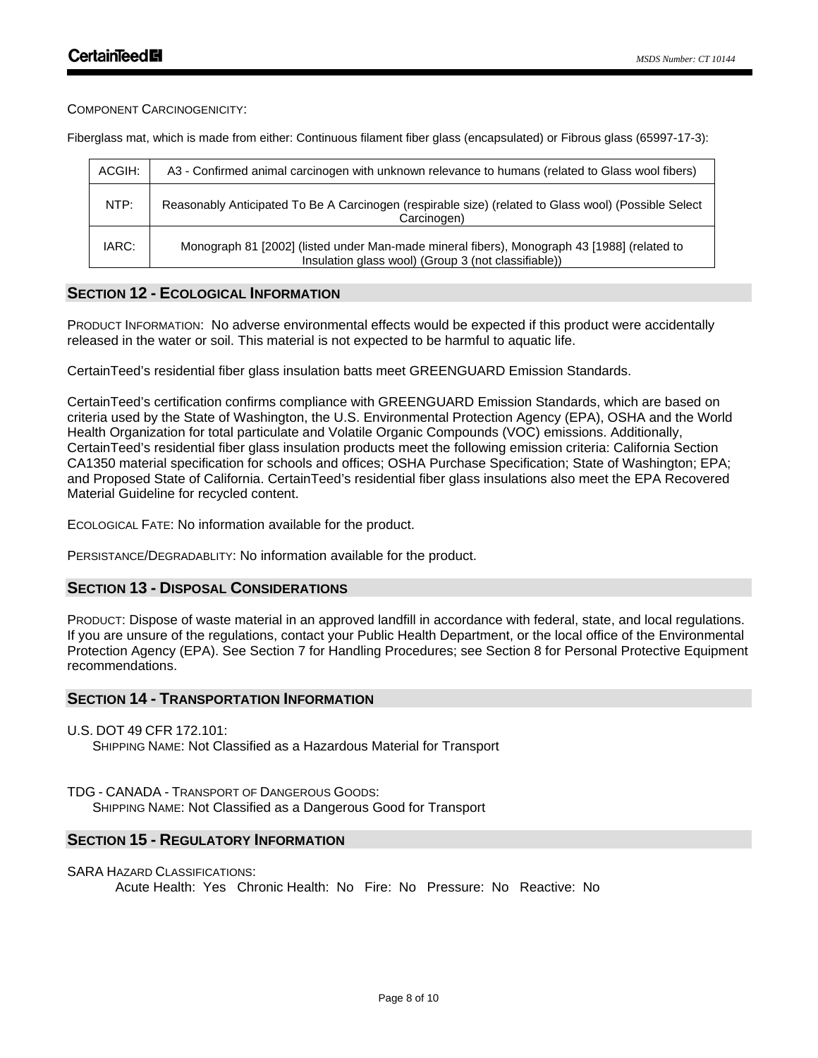COMPONENT CARCINOGENICITY:

Fiberglass mat, which is made from either: Continuous filament fiber glass (encapsulated) or Fibrous glass (65997-17-3):

| | |
|---|---|
| ACGIH: | A3 - Confirmed animal carcinogen with unknown relevance to humans (related to Glass wool fibers) |
| NTP: | Reasonably Anticipated To Be A Carcinogen (respirable size) (related to Glass wool) (Possible Select Carcinogen) |
| IARC: | Monograph 81 [2002] (listed under Man-made mineral fibers), Monograph 43 [1988] (related to Insulation glass wool) (Group 3 (not classifiable)) |

## SECTION 12 - ECOLOGICAL INFORMATION

PRODUCT INFORMATION: No adverse environmental effects would be expected if this product were accidentally released in the water or soil. This material is not expected to be harmful to aquatic life.

CertainTeed's residential fiber glass insulation batts meet GREENGUARD Emission Standards.

CertainTeed's certification confirms compliance with GREENGUARD Emission Standards, which are based on criteria used by the State of Washington, the U.S. Environmental Protection Agency (EPA), OSHA and the World Health Organization for total particulate and Volatile Organic Compounds (VOC) emissions. Additionally, CertainTeed's residential fiber glass insulation products meet the following emission criteria: California Section CA1350 material specification for schools and offices; OSHA Purchase Specification; State of Washington; EPA; and Proposed State of California. CertainTeed's residential fiber glass insulations also meet the EPA Recovered Material Guideline for recycled content.

ECOLOGICAL FATE: No information available for the product.

PERSISTANCE/DEGRADABLITY: No information available for the product.

## SECTION 13 - DISPOSAL CONSIDERATIONS

PRODUCT: Dispose of waste material in an approved landfill in accordance with federal, state, and local regulations. If you are unsure of the regulations, contact your Public Health Department, or the local office of the Environmental Protection Agency (EPA). See Section 7 for Handling Procedures; see Section 8 for Personal Protective Equipment recommendations.

## SECTION 14 - TRANSPORTATION INFORMATION

U.S. DOT 49 CFR 172.101:
SHIPPING NAME: Not Classified as a Hazardous Material for Transport

TDG - CANADA - TRANSPORT OF DANGEROUS GOODS:
SHIPPING NAME: Not Classified as a Dangerous Good for Transport

## SECTION 15 - REGULATORY INFORMATION

SARA HAZARD CLASSIFICATIONS:
Acute Health: Yes   Chronic Health: No   Fire: No   Pressure: No   Reactive: No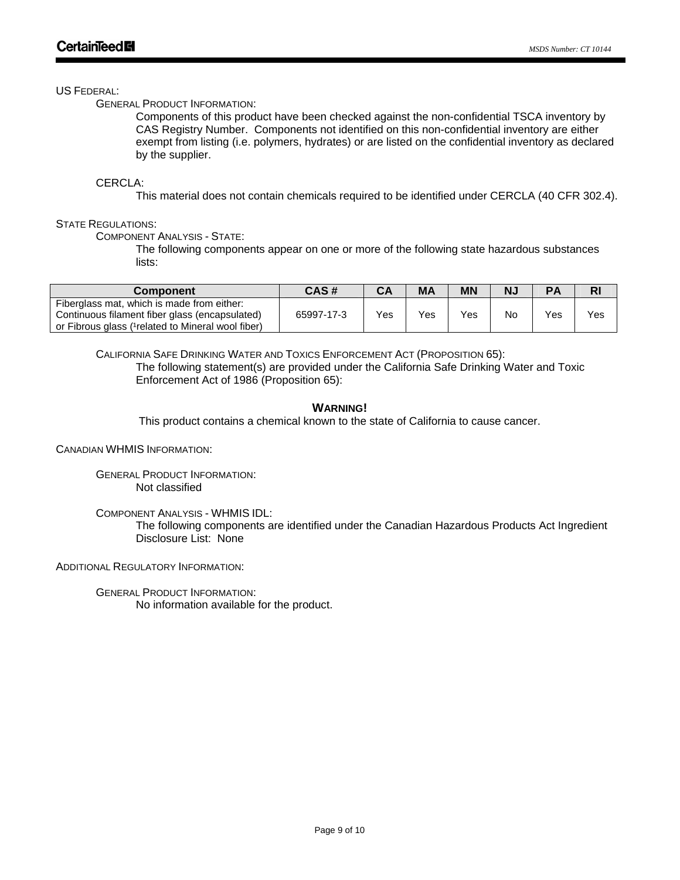US FEDERAL:

GENERAL PRODUCT INFORMATION:

Components of this product have been checked against the non-confidential TSCA inventory by CAS Registry Number. Components not identified on this non-confidential inventory are either exempt from listing (i.e. polymers, hydrates) or are listed on the confidential inventory as declared by the supplier.

CERCLA:

This material does not contain chemicals required to be identified under CERCLA (40 CFR 302.4).

STATE REGULATIONS:

COMPONENT ANALYSIS - STATE:

The following components appear on one or more of the following state hazardous substances lists:

| Component | CAS # | CA | MA | MN | NJ | PA | RI |
|---|---|---|---|---|---|---|---|
| Fiberglass mat, which is made from either: Continuous filament fiber glass (encapsulated) or Fibrous glass ([1]related to Mineral wool fiber) | 65997-17-3 | Yes | Yes | Yes | No | Yes | Yes |

CALIFORNIA SAFE DRINKING WATER AND TOXICS ENFORCEMENT ACT (PROPOSITION 65):

The following statement(s) are provided under the California Safe Drinking Water and Toxic Enforcement Act of 1986 (Proposition 65):

**WARNING!**

This product contains a chemical known to the state of California to cause cancer.

CANADIAN WHMIS INFORMATION:

GENERAL PRODUCT INFORMATION:

Not classified

COMPONENT ANALYSIS - WHMIS IDL:

The following components are identified under the Canadian Hazardous Products Act Ingredient Disclosure List: None

ADDITIONAL REGULATORY INFORMATION:

GENERAL PRODUCT INFORMATION:

No information available for the product.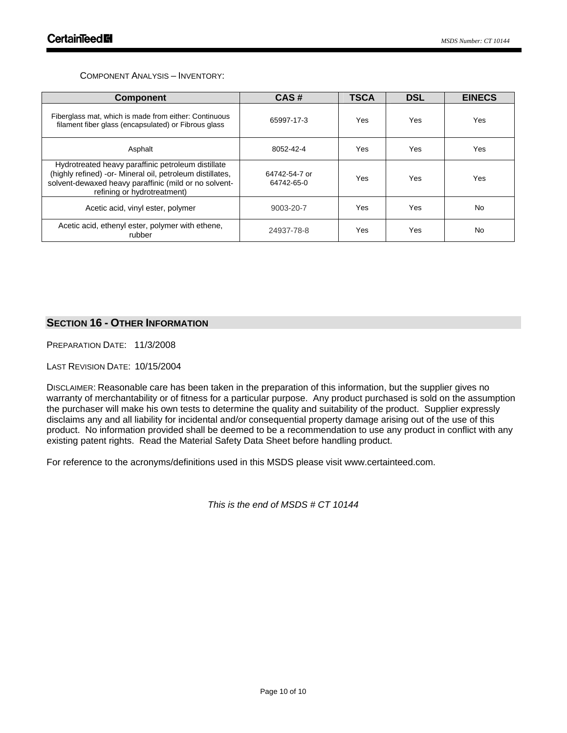COMPONENT ANALYSIS – INVENTORY:

| Component | CAS # | TSCA | DSL | EINECS |
|---|---|---|---|---|
| Fiberglass mat, which is made from either: Continuous filament fiber glass (encapsulated) or Fibrous glass | 65997-17-3 | Yes | Yes | Yes |
| Asphalt | 8052-42-4 | Yes | Yes | Yes |
| Hydrotreated heavy paraffinic petroleum distillate (highly refined) -or- Mineral oil, petroleum distillates, solvent-dewaxed heavy paraffinic (mild or no solvent-refining or hydrotreatment) | 64742-54-7 or 64742-65-0 | Yes | Yes | Yes |
| Acetic acid, vinyl ester, polymer | 9003-20-7 | Yes | Yes | No |
| Acetic acid, ethenyl ester, polymer with ethene, rubber | 24937-78-8 | Yes | Yes | No |

## SECTION 16 - OTHER INFORMATION

PREPARATION DATE: 11/3/2008

LAST REVISION DATE: 10/15/2004

DISCLAIMER: Reasonable care has been taken in the preparation of this information, but the supplier gives no warranty of merchantability or of fitness for a particular purpose. Any product purchased is sold on the assumption the purchaser will make his own tests to determine the quality and suitability of the product. Supplier expressly disclaims any and all liability for incidental and/or consequential property damage arising out of the use of this product. No information provided shall be deemed to be a recommendation to use any product in conflict with any existing patent rights. Read the Material Safety Data Sheet before handling product.

For reference to the acronyms/definitions used in this MSDS please visit www.certainteed.com.

*This is the end of MSDS # CT 10144*